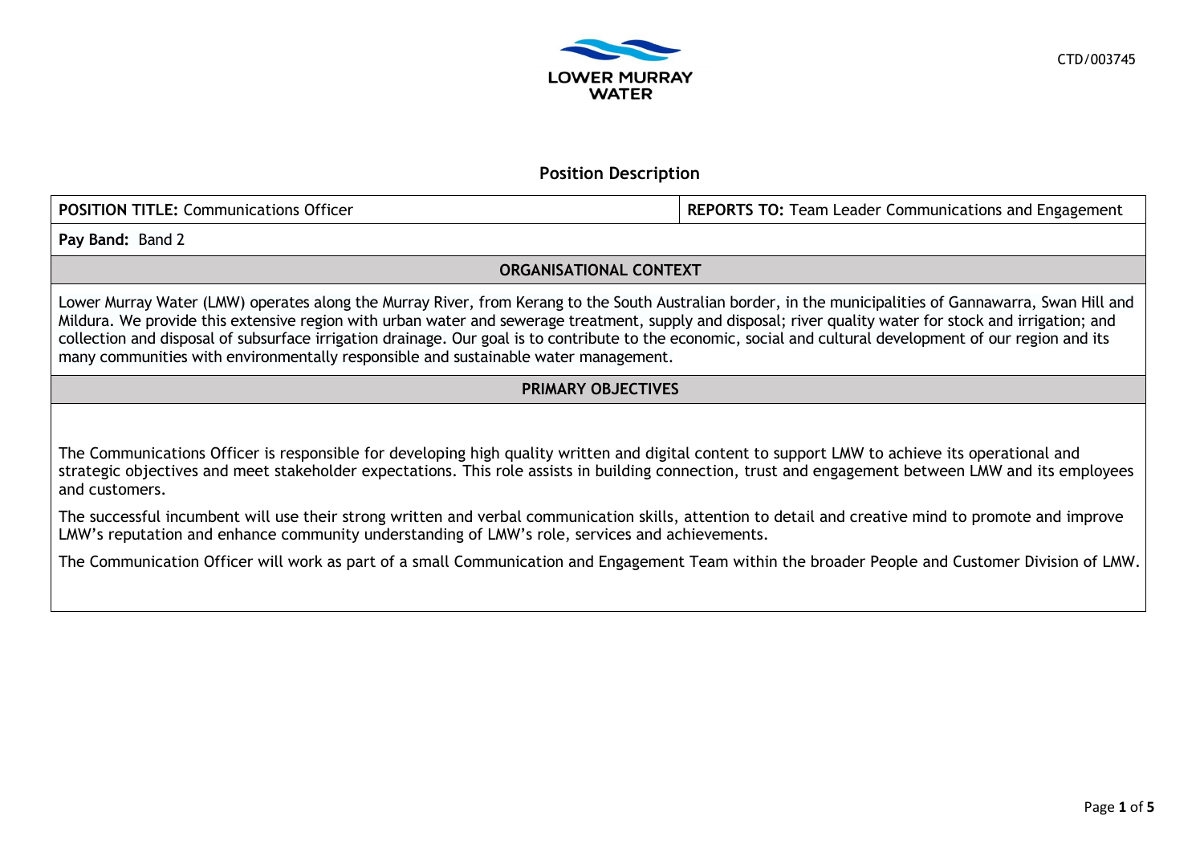LOWER MURRAY WATER

CTD/003745

# Position Description

| **POSITION TITLE:** Communications Officer | **REPORTS TO:** Team Leader Communications and Engagement |
|---|---|
| **Pay Band:** Band 2 | |

## ORGANISATIONAL CONTEXT

Lower Murray Water (LMW) operates along the Murray River, from Kerang to the South Australian border, in the municipalities of Gannawarra, Swan Hill and Mildura. We provide this extensive region with urban water and sewerage treatment, supply and disposal; river quality water for stock and irrigation; and collection and disposal of subsurface irrigation drainage. Our goal is to contribute to the economic, social and cultural development of our region and its many communities with environmentally responsible and sustainable water management.

## PRIMARY OBJECTIVES

The Communications Officer is responsible for developing high quality written and digital content to support LMW to achieve its operational and strategic objectives and meet stakeholder expectations. This role assists in building connection, trust and engagement between LMW and its employees and customers.

The successful incumbent will use their strong written and verbal communication skills, attention to detail and creative mind to promote and improve LMW's reputation and enhance community understanding of LMW's role, services and achievements.

The Communication Officer will work as part of a small Communication and Engagement Team within the broader People and Customer Division of LMW.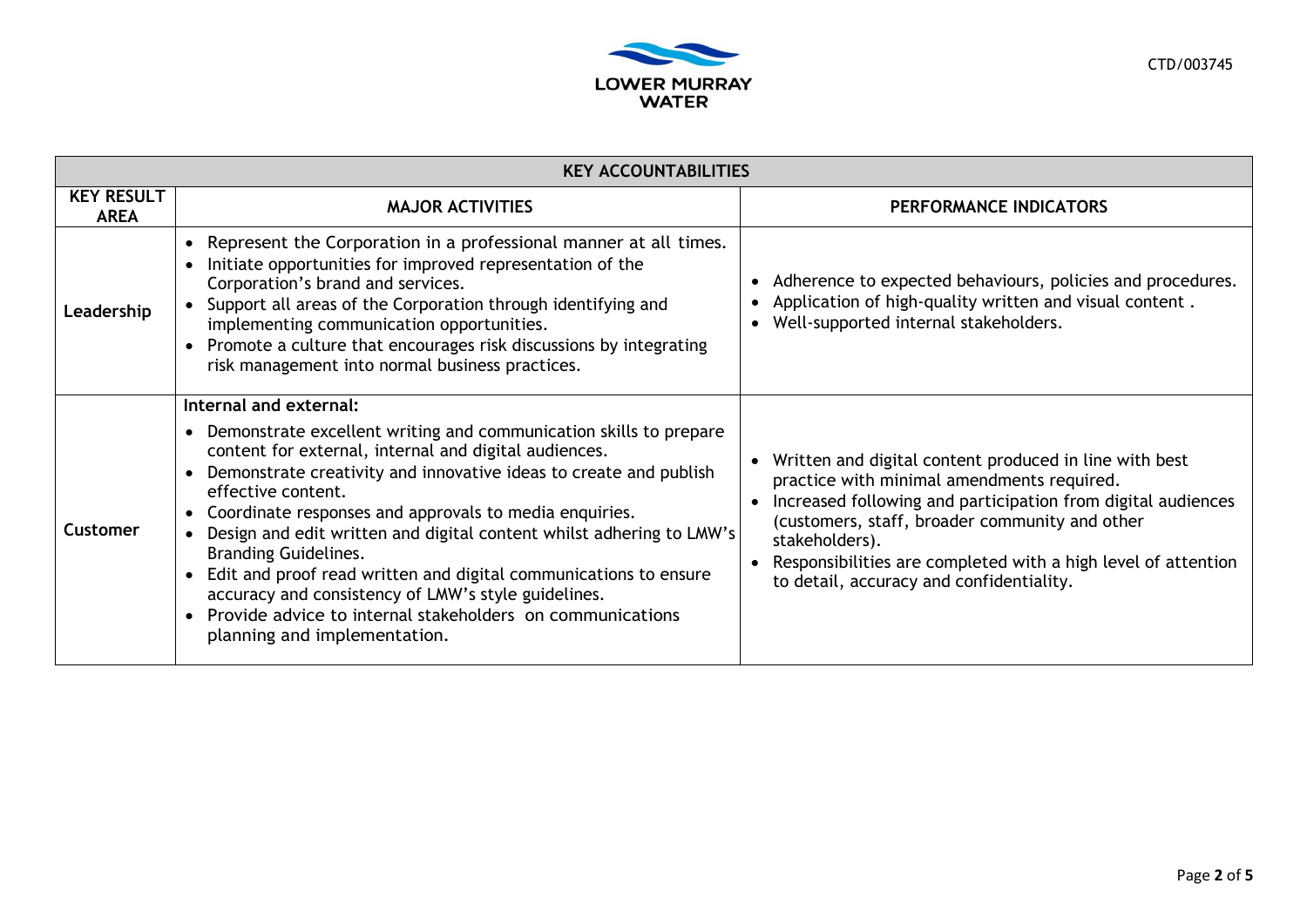| KEY ACCOUNTABILITIES | | |
|---|---|---|
| **KEY RESULT AREA** | **MAJOR ACTIVITIES** | **PERFORMANCE INDICATORS** |
| **Leadership** | • Represent the Corporation in a professional manner at all times.<br>• Initiate opportunities for improved representation of the Corporation's brand and services.<br>• Support all areas of the Corporation through identifying and implementing communication opportunities.<br>• Promote a culture that encourages risk discussions by integrating risk management into normal business practices. | • Adherence to expected behaviours, policies and procedures.<br>• Application of high-quality written and visual content .<br>• Well-supported internal stakeholders. |
| **Customer** | **Internal and external:**<br>• Demonstrate excellent writing and communication skills to prepare content for external, internal and digital audiences.<br>• Demonstrate creativity and innovative ideas to create and publish effective content.<br>• Coordinate responses and approvals to media enquiries.<br>• Design and edit written and digital content whilst adhering to LMW's Branding Guidelines.<br>• Edit and proof read written and digital communications to ensure accuracy and consistency of LMW's style guidelines.<br>• Provide advice to internal stakeholders on communications planning and implementation. | • Written and digital content produced in line with best practice with minimal amendments required.<br>• Increased following and participation from digital audiences (customers, staff, broader community and other stakeholders).<br>• Responsibilities are completed with a high level of attention to detail, accuracy and confidentiality. |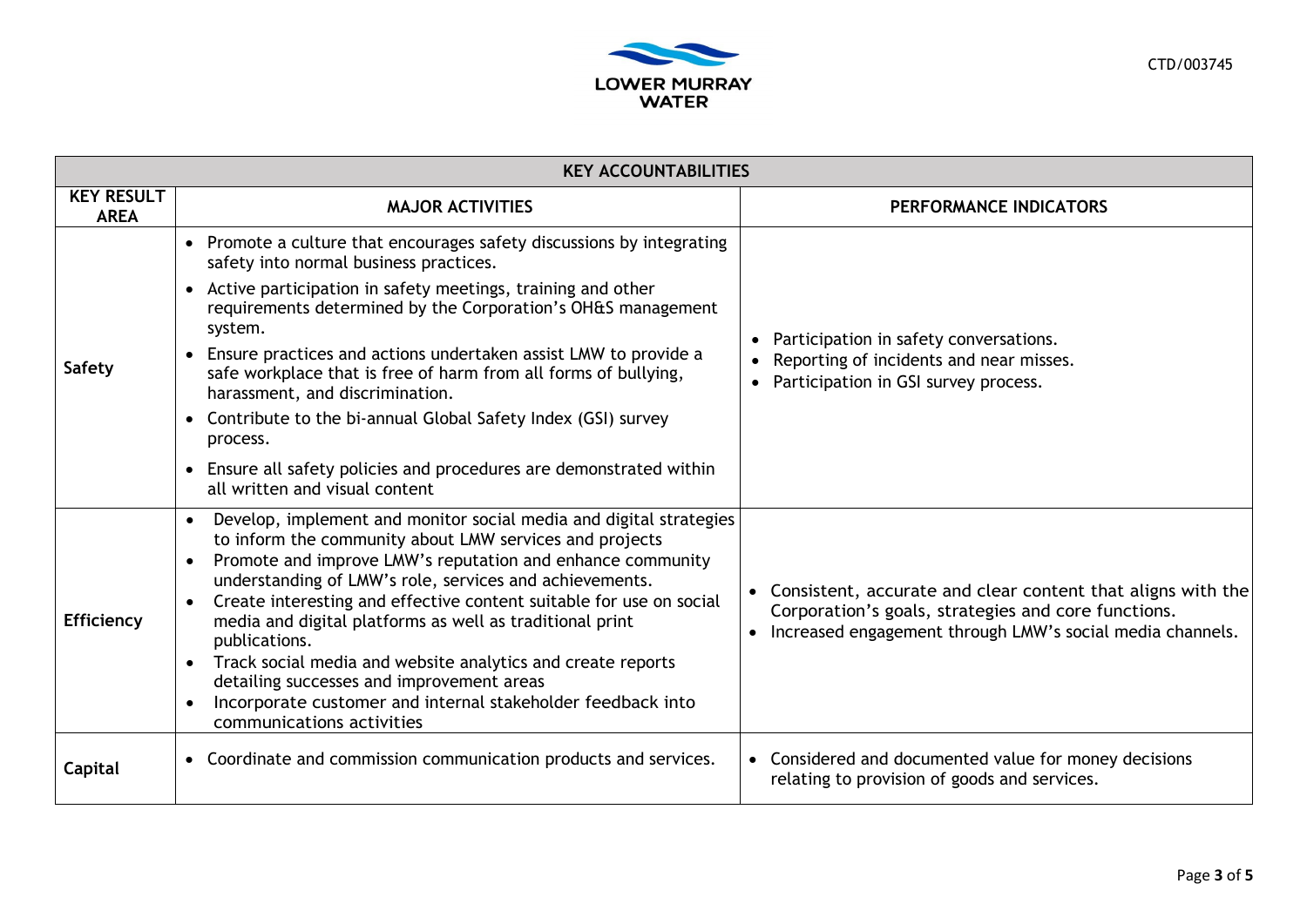| KEY ACCOUNTABILITIES | | |
|---|---|---|
| **KEY RESULT AREA** | **MAJOR ACTIVITIES** | **PERFORMANCE INDICATORS** |
| **Safety** | • Promote a culture that encourages safety discussions by integrating safety into normal business practices.<br>• Active participation in safety meetings, training and other requirements determined by the Corporation's OH&S management system.<br>• Ensure practices and actions undertaken assist LMW to provide a safe workplace that is free of harm from all forms of bullying, harassment, and discrimination.<br>• Contribute to the bi-annual Global Safety Index (GSI) survey process.<br>• Ensure all safety policies and procedures are demonstrated within all written and visual content | • Participation in safety conversations.<br>• Reporting of incidents and near misses.<br>• Participation in GSI survey process. |
| **Efficiency** | • Develop, implement and monitor social media and digital strategies to inform the community about LMW services and projects<br>• Promote and improve LMW's reputation and enhance community understanding of LMW's role, services and achievements.<br>• Create interesting and effective content suitable for use on social media and digital platforms as well as traditional print publications.<br>• Track social media and website analytics and create reports detailing successes and improvement areas<br>• Incorporate customer and internal stakeholder feedback into communications activities | • Consistent, accurate and clear content that aligns with the Corporation's goals, strategies and core functions.<br>• Increased engagement through LMW's social media channels. |
| **Capital** | • Coordinate and commission communication products and services. | • Considered and documented value for money decisions relating to provision of goods and services. |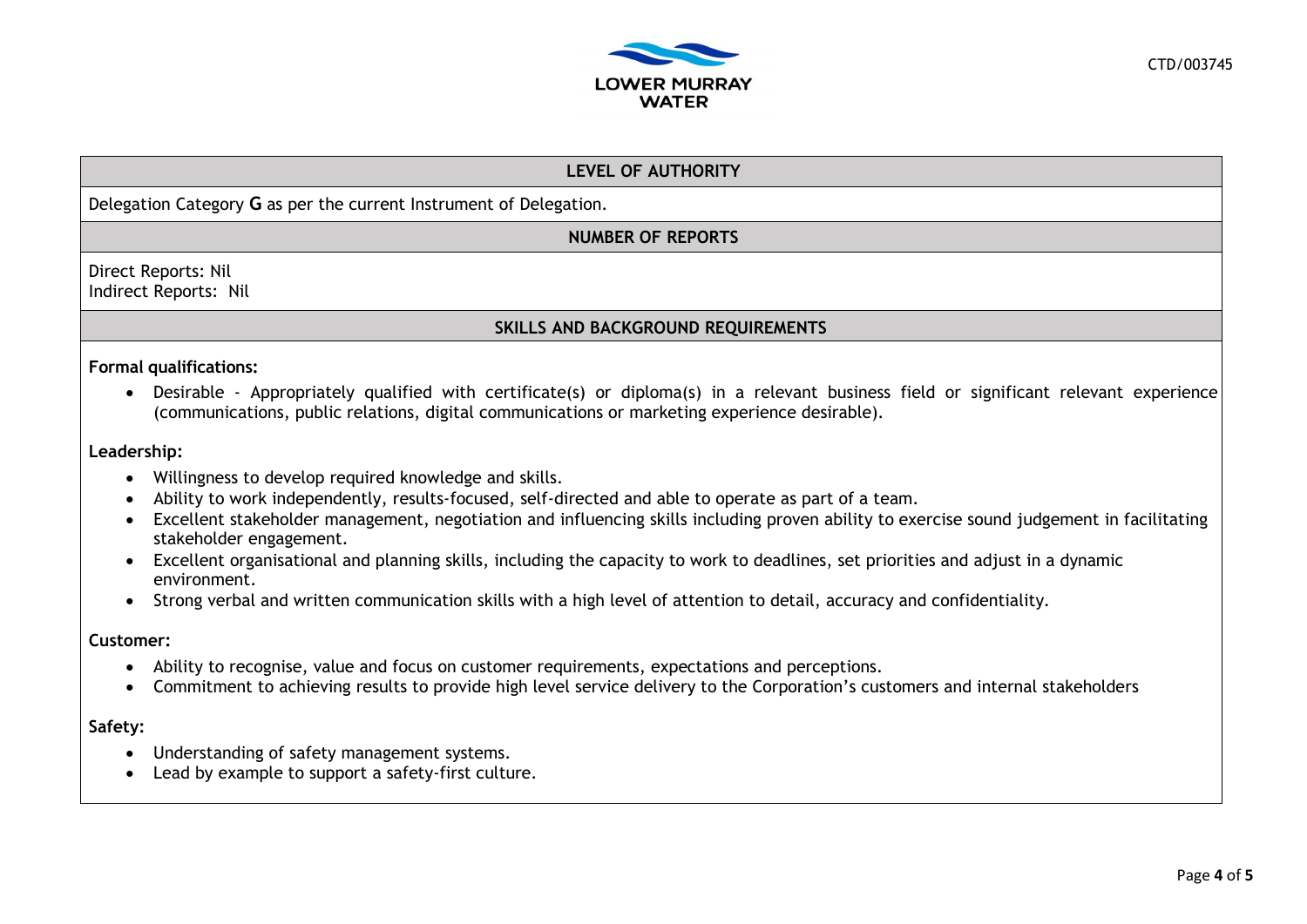## LEVEL OF AUTHORITY

Delegation Category **G** as per the current Instrument of Delegation.

## NUMBER OF REPORTS

Direct Reports: Nil
Indirect Reports: Nil

## SKILLS AND BACKGROUND REQUIREMENTS

**Formal qualifications:**

- Desirable - Appropriately qualified with certificate(s) or diploma(s) in a relevant business field or significant relevant experience (communications, public relations, digital communications or marketing experience desirable).

**Leadership:**

- Willingness to develop required knowledge and skills.
- Ability to work independently, results-focused, self-directed and able to operate as part of a team.
- Excellent stakeholder management, negotiation and influencing skills including proven ability to exercise sound judgement in facilitating stakeholder engagement.
- Excellent organisational and planning skills, including the capacity to work to deadlines, set priorities and adjust in a dynamic environment.
- Strong verbal and written communication skills with a high level of attention to detail, accuracy and confidentiality.

**Customer:**

- Ability to recognise, value and focus on customer requirements, expectations and perceptions.
- Commitment to achieving results to provide high level service delivery to the Corporation's customers and internal stakeholders

**Safety:**

- Understanding of safety management systems.
- Lead by example to support a safety-first culture.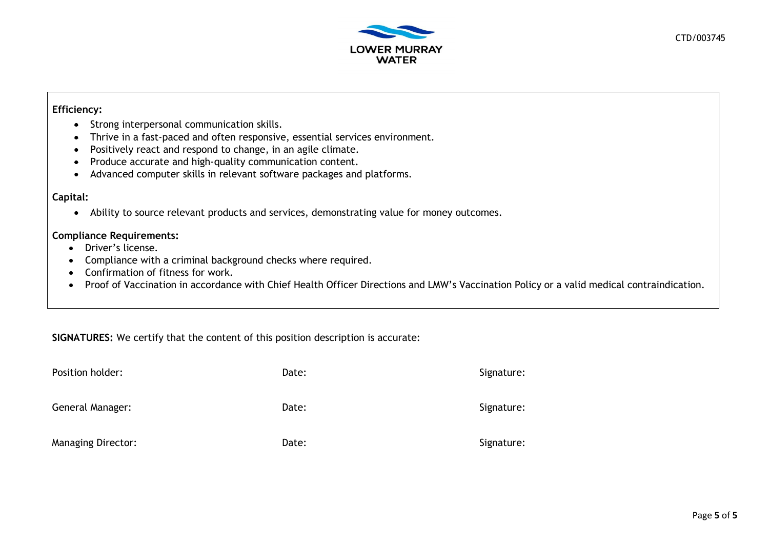**Efficiency:**

- Strong interpersonal communication skills.
- Thrive in a fast-paced and often responsive, essential services environment.
- Positively react and respond to change, in an agile climate.
- Produce accurate and high-quality communication content.
- Advanced computer skills in relevant software packages and platforms.

**Capital:**

- Ability to source relevant products and services, demonstrating value for money outcomes.

**Compliance Requirements:**

- Driver's license.
- Compliance with a criminal background checks where required.
- Confirmation of fitness for work.
- Proof of Vaccination in accordance with Chief Health Officer Directions and LMW's Vaccination Policy or a valid medical contraindication.

**SIGNATURES:** We certify that the content of this position description is accurate:

| | | |
|---|---|---|
| Position holder: | Date: | Signature: |
| General Manager: | Date: | Signature: |
| Managing Director: | Date: | Signature: |